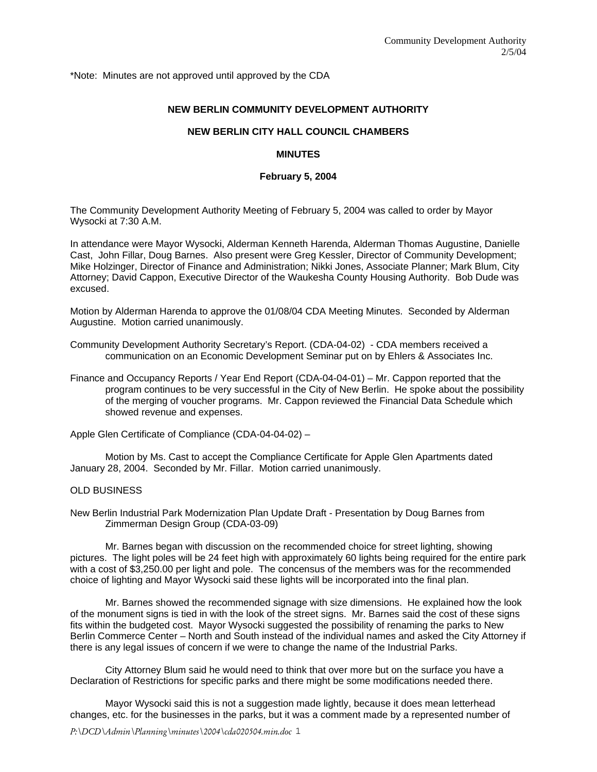*Note: Minutes are not approved until approved by the CDA

**NEW BERLIN COMMUNITY DEVELOPMENT AUTHORITY**

**NEW BERLIN CITY HALL COUNCIL CHAMBERS**

**MINUTES**

**February 5, 2004**

The Community Development Authority Meeting of February 5, 2004 was called to order by Mayor Wysocki at 7:30 A.M.

In attendance were Mayor Wysocki, Alderman Kenneth Harenda, Alderman Thomas Augustine, Danielle Cast, John Fillar, Doug Barnes. Also present were Greg Kessler, Director of Community Development; Mike Holzinger, Director of Finance and Administration; Nikki Jones, Associate Planner; Mark Blum, City Attorney; David Cappon, Executive Director of the Waukesha County Housing Authority. Bob Dude was excused.

Motion by Alderman Harenda to approve the 01/08/04 CDA Meeting Minutes. Seconded by Alderman Augustine. Motion carried unanimously.

Community Development Authority Secretary's Report. (CDA-04-02) - CDA members received a communication on an Economic Development Seminar put on by Ehlers & Associates Inc.

Finance and Occupancy Reports / Year End Report (CDA-04-04-01) – Mr. Cappon reported that the program continues to be very successful in the City of New Berlin. He spoke about the possibility of the merging of voucher programs. Mr. Cappon reviewed the Financial Data Schedule which showed revenue and expenses.

Apple Glen Certificate of Compliance (CDA-04-04-02) –

Motion by Ms. Cast to accept the Compliance Certificate for Apple Glen Apartments dated January 28, 2004. Seconded by Mr. Fillar. Motion carried unanimously.

OLD BUSINESS

New Berlin Industrial Park Modernization Plan Update Draft - Presentation by Doug Barnes from Zimmerman Design Group (CDA-03-09)

Mr. Barnes began with discussion on the recommended choice for street lighting, showing pictures. The light poles will be 24 feet high with approximately 60 lights being required for the entire park with a cost of $3,250.00 per light and pole. The concensus of the members was for the recommended choice of lighting and Mayor Wysocki said these lights will be incorporated into the final plan.

Mr. Barnes showed the recommended signage with size dimensions. He explained how the look of the monument signs is tied in with the look of the street signs. Mr. Barnes said the cost of these signs fits within the budgeted cost. Mayor Wysocki suggested the possibility of renaming the parks to New Berlin Commerce Center – North and South instead of the individual names and asked the City Attorney if there is any legal issues of concern if we were to change the name of the Industrial Parks.

City Attorney Blum said he would need to think that over more but on the surface you have a Declaration of Restrictions for specific parks and there might be some modifications needed there.

Mayor Wysocki said this is not a suggestion made lightly, because it does mean letterhead changes, etc. for the businesses in the parks, but it was a comment made by a represented number of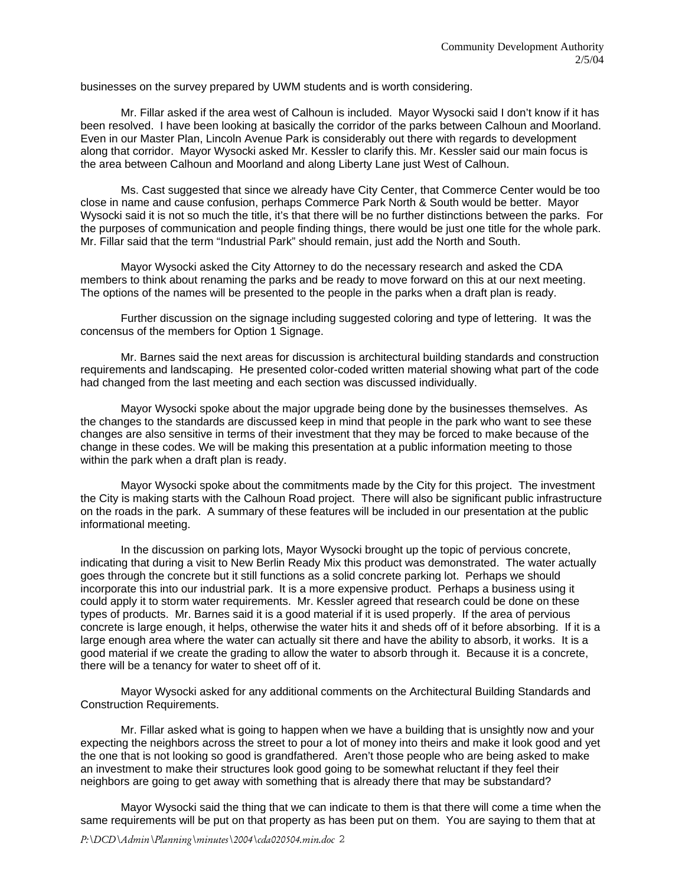businesses on the survey prepared by UWM students and is worth considering.

Mr. Fillar asked if the area west of Calhoun is included. Mayor Wysocki said I don't know if it has been resolved. I have been looking at basically the corridor of the parks between Calhoun and Moorland. Even in our Master Plan, Lincoln Avenue Park is considerably out there with regards to development along that corridor. Mayor Wysocki asked Mr. Kessler to clarify this. Mr. Kessler said our main focus is the area between Calhoun and Moorland and along Liberty Lane just West of Calhoun.

Ms. Cast suggested that since we already have City Center, that Commerce Center would be too close in name and cause confusion, perhaps Commerce Park North & South would be better. Mayor Wysocki said it is not so much the title, it's that there will be no further distinctions between the parks. For the purposes of communication and people finding things, there would be just one title for the whole park. Mr. Fillar said that the term "Industrial Park" should remain, just add the North and South.

Mayor Wysocki asked the City Attorney to do the necessary research and asked the CDA members to think about renaming the parks and be ready to move forward on this at our next meeting. The options of the names will be presented to the people in the parks when a draft plan is ready.

Further discussion on the signage including suggested coloring and type of lettering. It was the concensus of the members for Option 1 Signage.

Mr. Barnes said the next areas for discussion is architectural building standards and construction requirements and landscaping. He presented color-coded written material showing what part of the code had changed from the last meeting and each section was discussed individually.

Mayor Wysocki spoke about the major upgrade being done by the businesses themselves. As the changes to the standards are discussed keep in mind that people in the park who want to see these changes are also sensitive in terms of their investment that they may be forced to make because of the change in these codes. We will be making this presentation at a public information meeting to those within the park when a draft plan is ready.

Mayor Wysocki spoke about the commitments made by the City for this project. The investment the City is making starts with the Calhoun Road project. There will also be significant public infrastructure on the roads in the park. A summary of these features will be included in our presentation at the public informational meeting.

In the discussion on parking lots, Mayor Wysocki brought up the topic of pervious concrete, indicating that during a visit to New Berlin Ready Mix this product was demonstrated. The water actually goes through the concrete but it still functions as a solid concrete parking lot. Perhaps we should incorporate this into our industrial park. It is a more expensive product. Perhaps a business using it could apply it to storm water requirements. Mr. Kessler agreed that research could be done on these types of products. Mr. Barnes said it is a good material if it is used properly. If the area of pervious concrete is large enough, it helps, otherwise the water hits it and sheds off of it before absorbing. If it is a large enough area where the water can actually sit there and have the ability to absorb, it works. It is a good material if we create the grading to allow the water to absorb through it. Because it is a concrete, there will be a tenancy for water to sheet off of it.

Mayor Wysocki asked for any additional comments on the Architectural Building Standards and Construction Requirements.

Mr. Fillar asked what is going to happen when we have a building that is unsightly now and your expecting the neighbors across the street to pour a lot of money into theirs and make it look good and yet the one that is not looking so good is grandfathered. Aren't those people who are being asked to make an investment to make their structures look good going to be somewhat reluctant if they feel their neighbors are going to get away with something that is already there that may be substandard?

Mayor Wysocki said the thing that we can indicate to them is that there will come a time when the same requirements will be put on that property as has been put on them. You are saying to them that at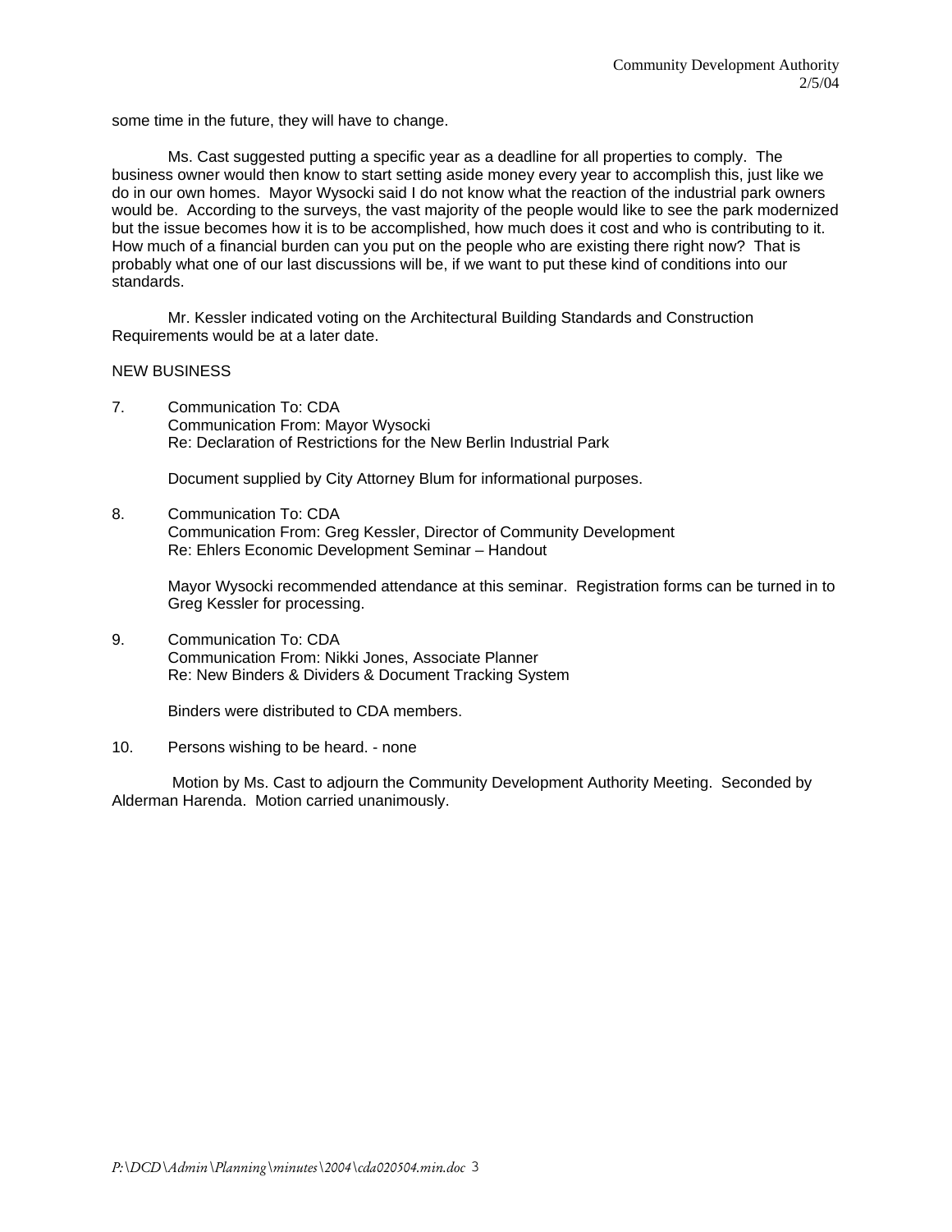some time in the future, they will have to change.

Ms. Cast suggested putting a specific year as a deadline for all properties to comply. The business owner would then know to start setting aside money every year to accomplish this, just like we do in our own homes. Mayor Wysocki said I do not know what the reaction of the industrial park owners would be. According to the surveys, the vast majority of the people would like to see the park modernized but the issue becomes how it is to be accomplished, how much does it cost and who is contributing to it. How much of a financial burden can you put on the people who are existing there right now? That is probably what one of our last discussions will be, if we want to put these kind of conditions into our standards.

Mr. Kessler indicated voting on the Architectural Building Standards and Construction Requirements would be at a later date.

NEW BUSINESS

7. Communication To: CDA
   Communication From: Mayor Wysocki
   Re: Declaration of Restrictions for the New Berlin Industrial Park

   Document supplied by City Attorney Blum for informational purposes.

8. Communication To: CDA
   Communication From: Greg Kessler, Director of Community Development
   Re: Ehlers Economic Development Seminar – Handout

   Mayor Wysocki recommended attendance at this seminar. Registration forms can be turned in to Greg Kessler for processing.

9. Communication To: CDA
   Communication From: Nikki Jones, Associate Planner
   Re: New Binders & Dividers & Document Tracking System

   Binders were distributed to CDA members.

10. Persons wishing to be heard. - none

Motion by Ms. Cast to adjourn the Community Development Authority Meeting. Seconded by Alderman Harenda. Motion carried unanimously.